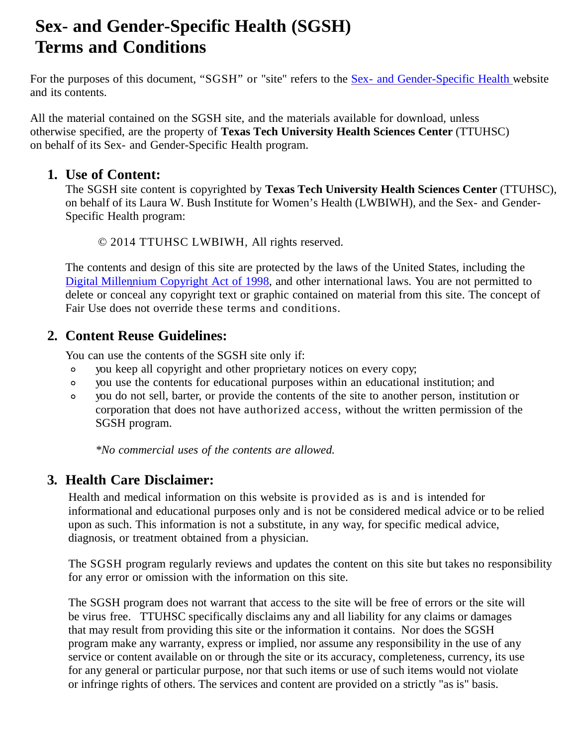# Sex- and Gender-Specific Health (SGSH) Terms and Conditions

For the purposes of this document, "SGSH" or "site" refers to the [Sex- and Gender-Specific Health](#) website and its contents.

All the material contained on the SGSH site, and the materials available for download, unless otherwise specified, are the property of **Texas Tech University Health Sciences Center** (TTUHSC) on behalf of its Sex- and Gender-Specific Health program.

## 1. Use of Content:

The SGSH site content is copyrighted by **Texas Tech University Health Sciences Center** (TTUHSC), on behalf of its Laura W. Bush Institute for Women's Health (LWBIWH), and the Sex- and Gender-Specific Health program:

© 2014 TTUHSC LWBIWH, All rights reserved.

The contents and design of this site are protected by the laws of the United States, including the [Digital Millennium Copyright Act of 1998](#), and other international laws. You are not permitted to delete or conceal any copyright text or graphic contained on material from this site. The concept of Fair Use does not override these terms and conditions.

## 2. Content Reuse Guidelines:

You can use the contents of the SGSH site only if:

- you keep all copyright and other proprietary notices on every copy;
- you use the contents for educational purposes within an educational institution; and
- you do not sell, barter, or provide the contents of the site to another person, institution or corporation that does not have authorized access, without the written permission of the SGSH program.

*\*No commercial uses of the contents are allowed.*

## 3. Health Care Disclaimer:

Health and medical information on this website is provided as is and is intended for informational and educational purposes only and is not be considered medical advice or to be relied upon as such. This information is not a substitute, in any way, for specific medical advice, diagnosis, or treatment obtained from a physician.

The SGSH program regularly reviews and updates the content on this site but takes no responsibility for any error or omission with the information on this site.

The SGSH program does not warrant that access to the site will be free of errors or the site will be virus free. TTUHSC specifically disclaims any and all liability for any claims or damages that may result from providing this site or the information it contains. Nor does the SGSH program make any warranty, express or implied, nor assume any responsibility in the use of any service or content available on or through the site or its accuracy, completeness, currency, its use for any general or particular purpose, nor that such items or use of such items would not violate or infringe rights of others. The services and content are provided on a strictly "as is" basis.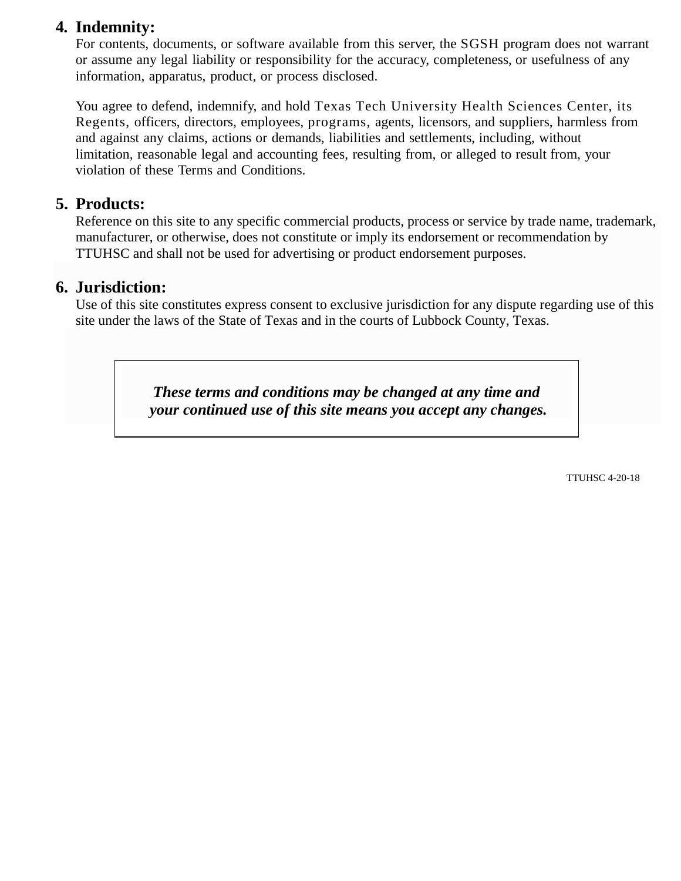4. **Indemnity:**

   For contents, documents, or software available from this server, the SGSH program does not warrant or assume any legal liability or responsibility for the accuracy, completeness, or usefulness of any information, apparatus, product, or process disclosed.

   You agree to defend, indemnify, and hold Texas Tech University Health Sciences Center, its Regents, officers, directors, employees, programs, agents, licensors, and suppliers, harmless from and against any claims, actions or demands, liabilities and settlements, including, without limitation, reasonable legal and accounting fees, resulting from, or alleged to result from, your violation of these Terms and Conditions.

5. **Products:**

   Reference on this site to any specific commercial products, process or service by trade name, trademark, manufacturer, or otherwise, does not constitute or imply its endorsement or recommendation by TTUHSC and shall not be used for advertising or product endorsement purposes.

6. **Jurisdiction:**

   Use of this site constitutes express consent to exclusive jurisdiction for any dispute regarding use of this site under the laws of the State of Texas and in the courts of Lubbock County, Texas.

***These terms and conditions may be changed at any time and your continued use of this site means you accept any changes.***

TTUHSC 4-20-18